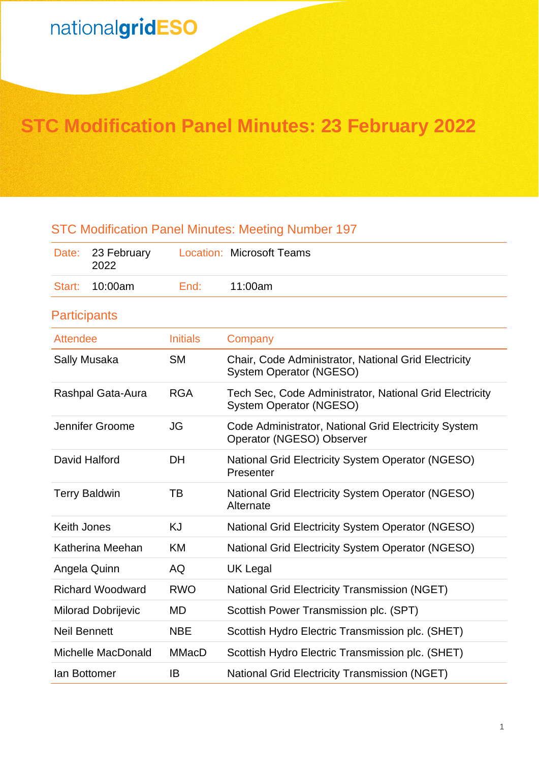nationalgridESO

# STC Modification Panel Minutes: 23 February 2022

## STC Modification Panel Minutes: Meeting Number 197

| Date: | 23 February 2022 | Location: | Microsoft Teams |
|---|---|---|---|
| Start: | 10:00am | End: | 11:00am |

## Participants

| Attendee | Initials | Company |
|---|---|---|
| Sally Musaka | SM | Chair, Code Administrator, National Grid Electricity System Operator (NGESO) |
| Rashpal Gata-Aura | RGA | Tech Sec, Code Administrator, National Grid Electricity System Operator (NGESO) |
| Jennifer Groome | JG | Code Administrator, National Grid Electricity System Operator (NGESO) Observer |
| David Halford | DH | National Grid Electricity System Operator (NGESO) Presenter |
| Terry Baldwin | TB | National Grid Electricity System Operator (NGESO) Alternate |
| Keith Jones | KJ | National Grid Electricity System Operator (NGESO) |
| Katherina Meehan | KM | National Grid Electricity System Operator (NGESO) |
| Angela Quinn | AQ | UK Legal |
| Richard Woodward | RWO | National Grid Electricity Transmission (NGET) |
| Milorad Dobrijevic | MD | Scottish Power Transmission plc. (SPT) |
| Neil Bennett | NBE | Scottish Hydro Electric Transmission plc. (SHET) |
| Michelle MacDonald | MMacD | Scottish Hydro Electric Transmission plc. (SHET) |
| Ian Bottomer | IB | National Grid Electricity Transmission (NGET) |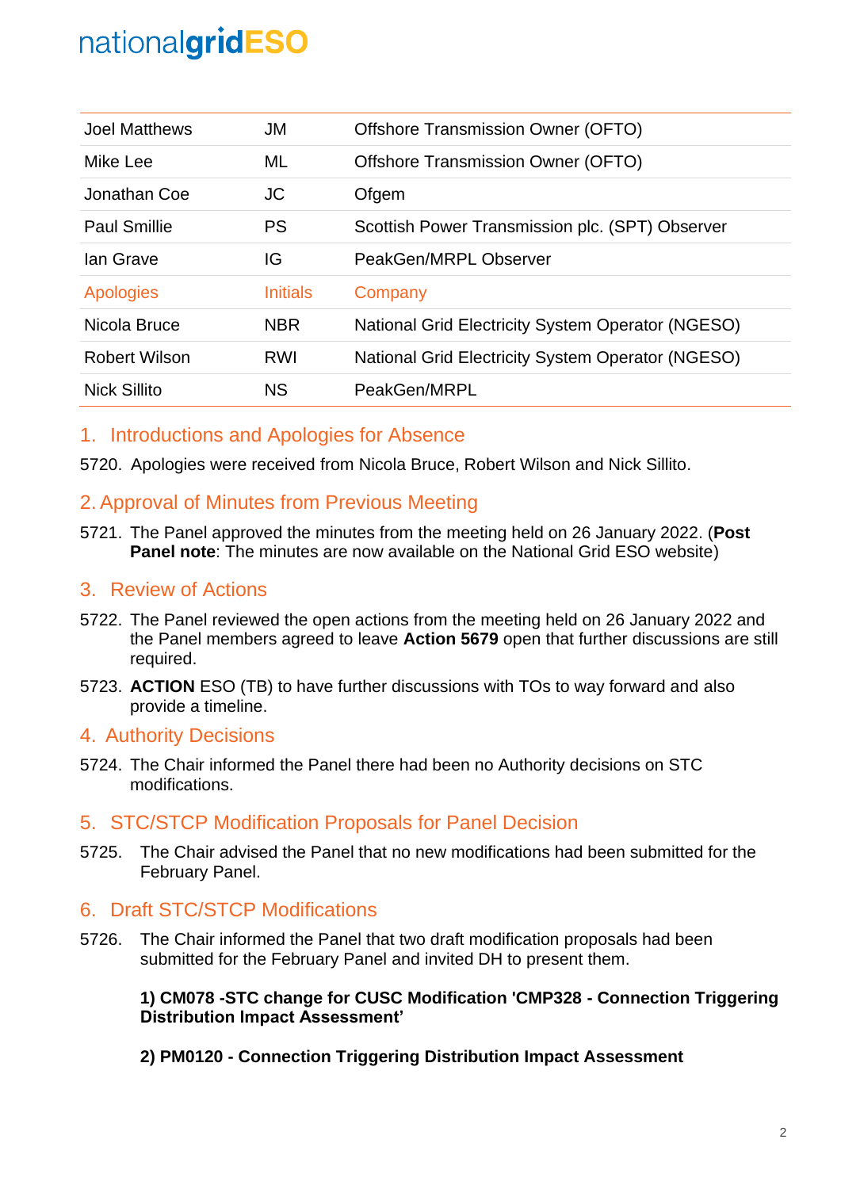| | | |
|---|---|---|
| Joel Matthews | JM | Offshore Transmission Owner (OFTO) |
| Mike Lee | ML | Offshore Transmission Owner (OFTO) |
| Jonathan Coe | JC | Ofgem |
| Paul Smillie | PS | Scottish Power Transmission plc. (SPT) Observer |
| Ian Grave | IG | PeakGen/MRPL Observer |
| **Apologies** | **Initials** | **Company** |
| Nicola Bruce | NBR | National Grid Electricity System Operator (NGESO) |
| Robert Wilson | RWI | National Grid Electricity System Operator (NGESO) |
| Nick Sillito | NS | PeakGen/MRPL |

## 1. Introductions and Apologies for Absence

5720. Apologies were received from Nicola Bruce, Robert Wilson and Nick Sillito.

## 2. Approval of Minutes from Previous Meeting

5721. The Panel approved the minutes from the meeting held on 26 January 2022. (**Post Panel note**: The minutes are now available on the National Grid ESO website)

## 3. Review of Actions

5722. The Panel reviewed the open actions from the meeting held on 26 January 2022 and the Panel members agreed to leave **Action 5679** open that further discussions are still required.

5723. **ACTION** ESO (TB) to have further discussions with TOs to way forward and also provide a timeline.

## 4. Authority Decisions

5724. The Chair informed the Panel there had been no Authority decisions on STC modifications.

## 5. STC/STCP Modification Proposals for Panel Decision

5725. The Chair advised the Panel that no new modifications had been submitted for the February Panel.

## 6. Draft STC/STCP Modifications

5726. The Chair informed the Panel that two draft modification proposals had been submitted for the February Panel and invited DH to present them.

**1) CM078 -STC change for CUSC Modification 'CMP328 - Connection Triggering Distribution Impact Assessment'**

**2) PM0120 - Connection Triggering Distribution Impact Assessment**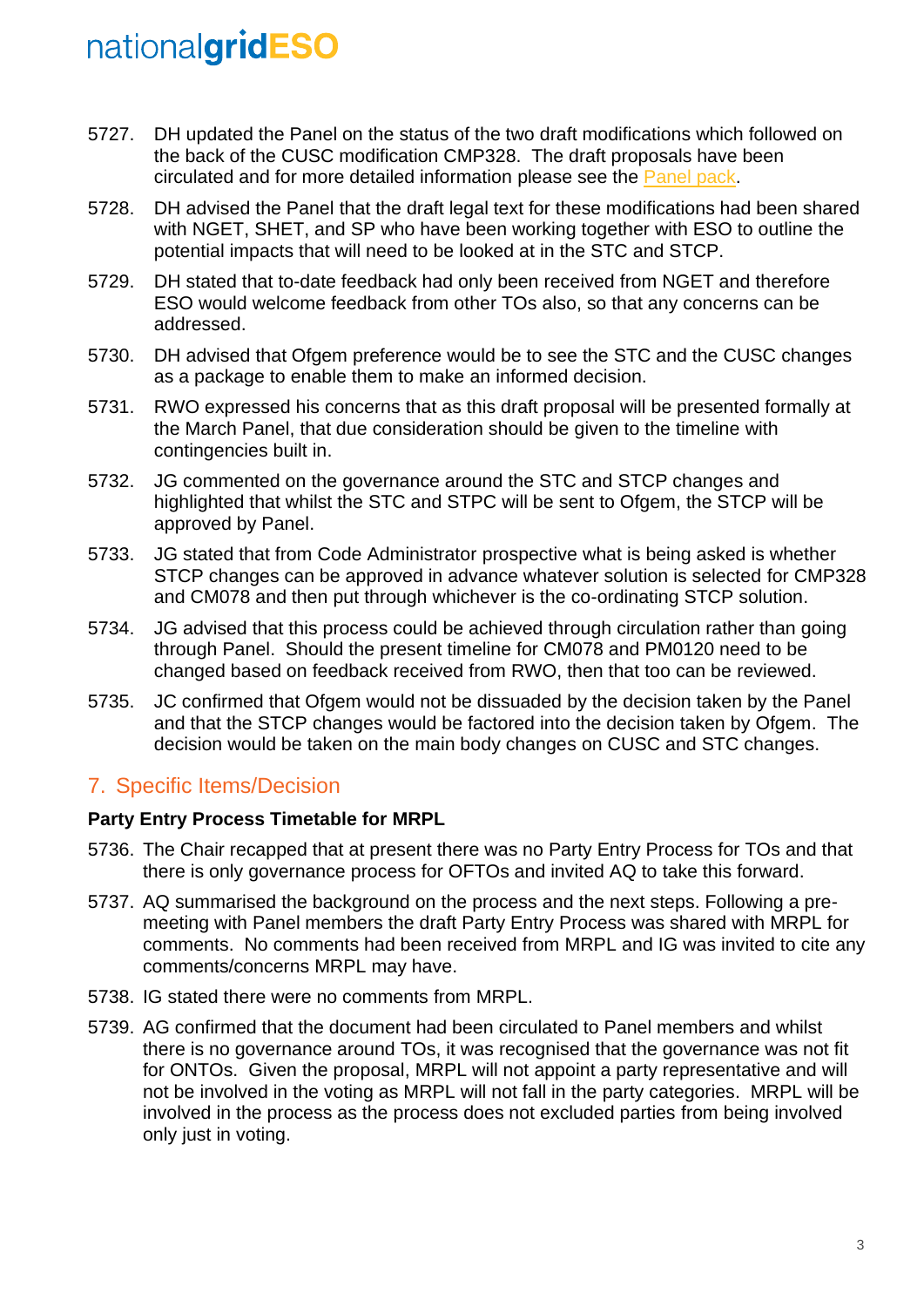5727. DH updated the Panel on the status of the two draft modifications which followed on the back of the CUSC modification CMP328. The draft proposals have been circulated and for more detailed information please see the Panel pack.

5728. DH advised the Panel that the draft legal text for these modifications had been shared with NGET, SHET, and SP who have been working together with ESO to outline the potential impacts that will need to be looked at in the STC and STCP.

5729. DH stated that to-date feedback had only been received from NGET and therefore ESO would welcome feedback from other TOs also, so that any concerns can be addressed.

5730. DH advised that Ofgem preference would be to see the STC and the CUSC changes as a package to enable them to make an informed decision.

5731. RWO expressed his concerns that as this draft proposal will be presented formally at the March Panel, that due consideration should be given to the timeline with contingencies built in.

5732. JG commented on the governance around the STC and STCP changes and highlighted that whilst the STC and STPC will be sent to Ofgem, the STCP will be approved by Panel.

5733. JG stated that from Code Administrator prospective what is being asked is whether STCP changes can be approved in advance whatever solution is selected for CMP328 and CM078 and then put through whichever is the co-ordinating STCP solution.

5734. JG advised that this process could be achieved through circulation rather than going through Panel. Should the present timeline for CM078 and PM0120 need to be changed based on feedback received from RWO, then that too can be reviewed.

5735. JC confirmed that Ofgem would not be dissuaded by the decision taken by the Panel and that the STCP changes would be factored into the decision taken by Ofgem. The decision would be taken on the main body changes on CUSC and STC changes.

## 7. Specific Items/Decision

**Party Entry Process Timetable for MRPL**

5736. The Chair recapped that at present there was no Party Entry Process for TOs and that there is only governance process for OFTOs and invited AQ to take this forward.

5737. AQ summarised the background on the process and the next steps. Following a pre-meeting with Panel members the draft Party Entry Process was shared with MRPL for comments. No comments had been received from MRPL and IG was invited to cite any comments/concerns MRPL may have.

5738. IG stated there were no comments from MRPL.

5739. AG confirmed that the document had been circulated to Panel members and whilst there is no governance around TOs, it was recognised that the governance was not fit for ONTOs. Given the proposal, MRPL will not appoint a party representative and will not be involved in the voting as MRPL will not fall in the party categories. MRPL will be involved in the process as the process does not excluded parties from being involved only just in voting.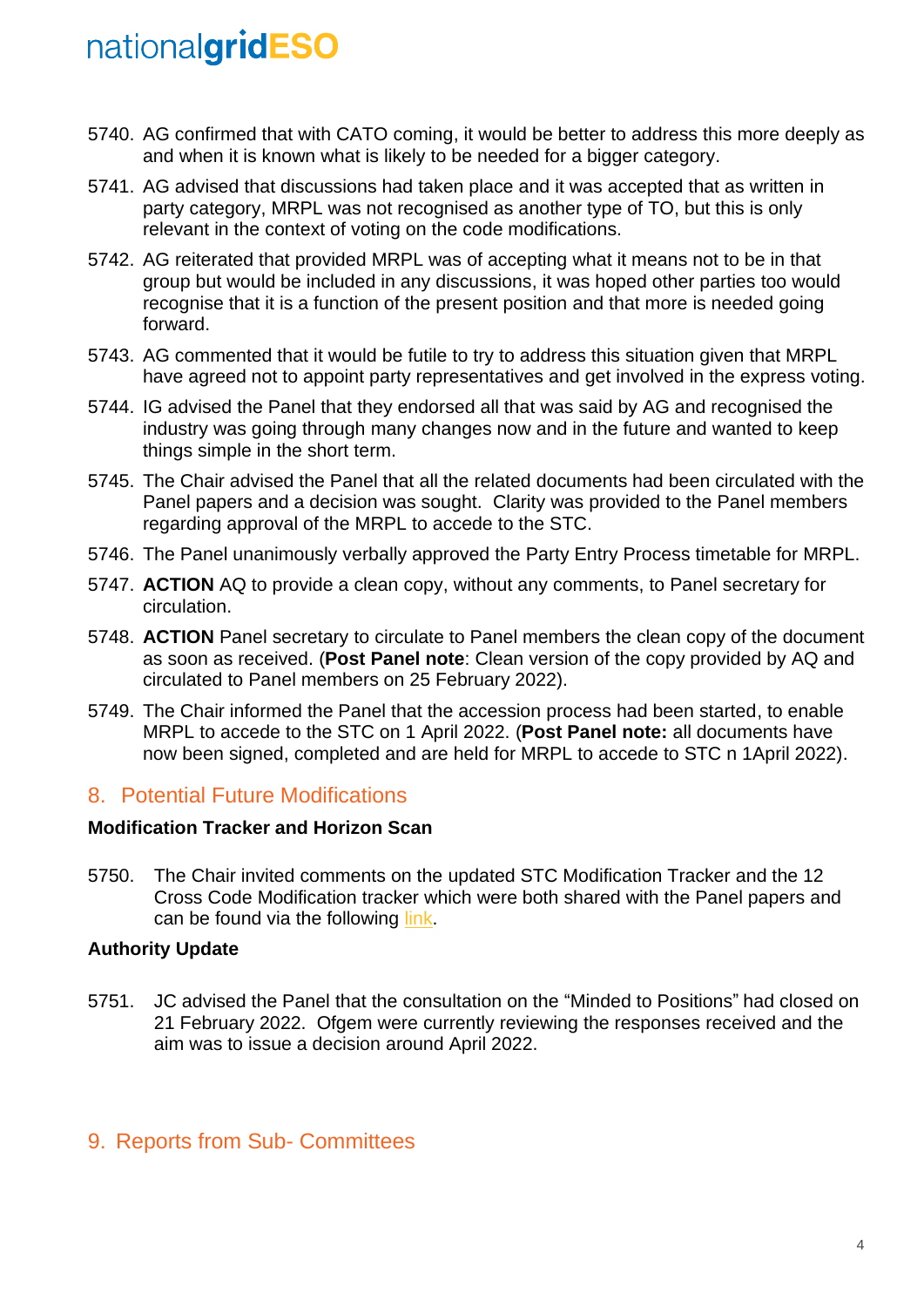5740. AG confirmed that with CATO coming, it would be better to address this more deeply as and when it is known what is likely to be needed for a bigger category.

5741. AG advised that discussions had taken place and it was accepted that as written in party category, MRPL was not recognised as another type of TO, but this is only relevant in the context of voting on the code modifications.

5742. AG reiterated that provided MRPL was of accepting what it means not to be in that group but would be included in any discussions, it was hoped other parties too would recognise that it is a function of the present position and that more is needed going forward.

5743. AG commented that it would be futile to try to address this situation given that MRPL have agreed not to appoint party representatives and get involved in the express voting.

5744. IG advised the Panel that they endorsed all that was said by AG and recognised the industry was going through many changes now and in the future and wanted to keep things simple in the short term.

5745. The Chair advised the Panel that all the related documents had been circulated with the Panel papers and a decision was sought. Clarity was provided to the Panel members regarding approval of the MRPL to accede to the STC.

5746. The Panel unanimously verbally approved the Party Entry Process timetable for MRPL.

5747. **ACTION** AQ to provide a clean copy, without any comments, to Panel secretary for circulation.

5748. **ACTION** Panel secretary to circulate to Panel members the clean copy of the document as soon as received. (**Post Panel note**: Clean version of the copy provided by AQ and circulated to Panel members on 25 February 2022).

5749. The Chair informed the Panel that the accession process had been started, to enable MRPL to accede to the STC on 1 April 2022. (**Post Panel note:** all documents have now been signed, completed and are held for MRPL to accede to STC n 1April 2022).

## 8. Potential Future Modifications

**Modification Tracker and Horizon Scan**

5750. The Chair invited comments on the updated STC Modification Tracker and the 12 Cross Code Modification tracker which were both shared with the Panel papers and can be found via the following link.

**Authority Update**

5751. JC advised the Panel that the consultation on the "Minded to Positions" had closed on 21 February 2022. Ofgem were currently reviewing the responses received and the aim was to issue a decision around April 2022.

## 9. Reports from Sub- Committees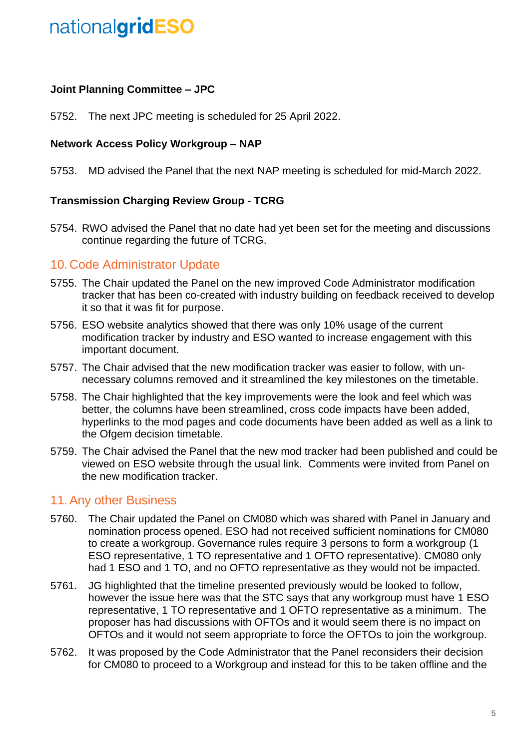**Joint Planning Committee – JPC**

5752. The next JPC meeting is scheduled for 25 April 2022.

**Network Access Policy Workgroup – NAP**

5753. MD advised the Panel that the next NAP meeting is scheduled for mid-March 2022.

**Transmission Charging Review Group - TCRG**

5754. RWO advised the Panel that no date had yet been set for the meeting and discussions continue regarding the future of TCRG.

## 10. Code Administrator Update

5755. The Chair updated the Panel on the new improved Code Administrator modification tracker that has been co-created with industry building on feedback received to develop it so that it was fit for purpose.

5756. ESO website analytics showed that there was only 10% usage of the current modification tracker by industry and ESO wanted to increase engagement with this important document.

5757. The Chair advised that the new modification tracker was easier to follow, with un-necessary columns removed and it streamlined the key milestones on the timetable.

5758. The Chair highlighted that the key improvements were the look and feel which was better, the columns have been streamlined, cross code impacts have been added, hyperlinks to the mod pages and code documents have been added as well as a link to the Ofgem decision timetable.

5759. The Chair advised the Panel that the new mod tracker had been published and could be viewed on ESO website through the usual link. Comments were invited from Panel on the new modification tracker.

## 11. Any other Business

5760. The Chair updated the Panel on CM080 which was shared with Panel in January and nomination process opened. ESO had not received sufficient nominations for CM080 to create a workgroup. Governance rules require 3 persons to form a workgroup (1 ESO representative, 1 TO representative and 1 OFTO representative). CM080 only had 1 ESO and 1 TO, and no OFTO representative as they would not be impacted.

5761. JG highlighted that the timeline presented previously would be looked to follow, however the issue here was that the STC says that any workgroup must have 1 ESO representative, 1 TO representative and 1 OFTO representative as a minimum. The proposer has had discussions with OFTOs and it would seem there is no impact on OFTOs and it would not seem appropriate to force the OFTOs to join the workgroup.

5762. It was proposed by the Code Administrator that the Panel reconsiders their decision for CM080 to proceed to a Workgroup and instead for this to be taken offline and the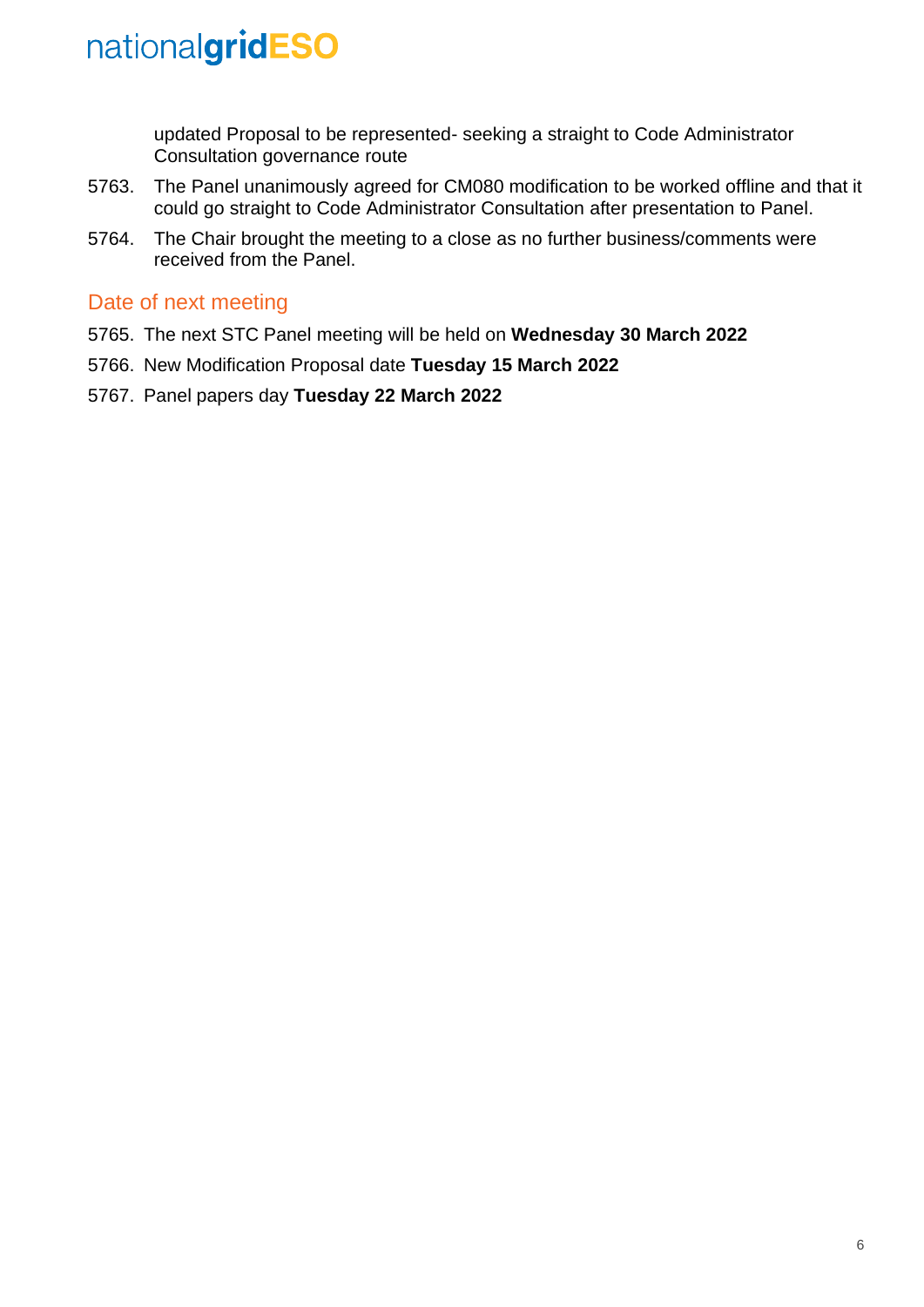updated Proposal to be represented- seeking a straight to Code Administrator Consultation governance route

5763. The Panel unanimously agreed for CM080 modification to be worked offline and that it could go straight to Code Administrator Consultation after presentation to Panel.

5764. The Chair brought the meeting to a close as no further business/comments were received from the Panel.

## Date of next meeting

5765. The next STC Panel meeting will be held on **Wednesday 30 March 2022**

5766. New Modification Proposal date **Tuesday 15 March 2022**

5767. Panel papers day **Tuesday 22 March 2022**